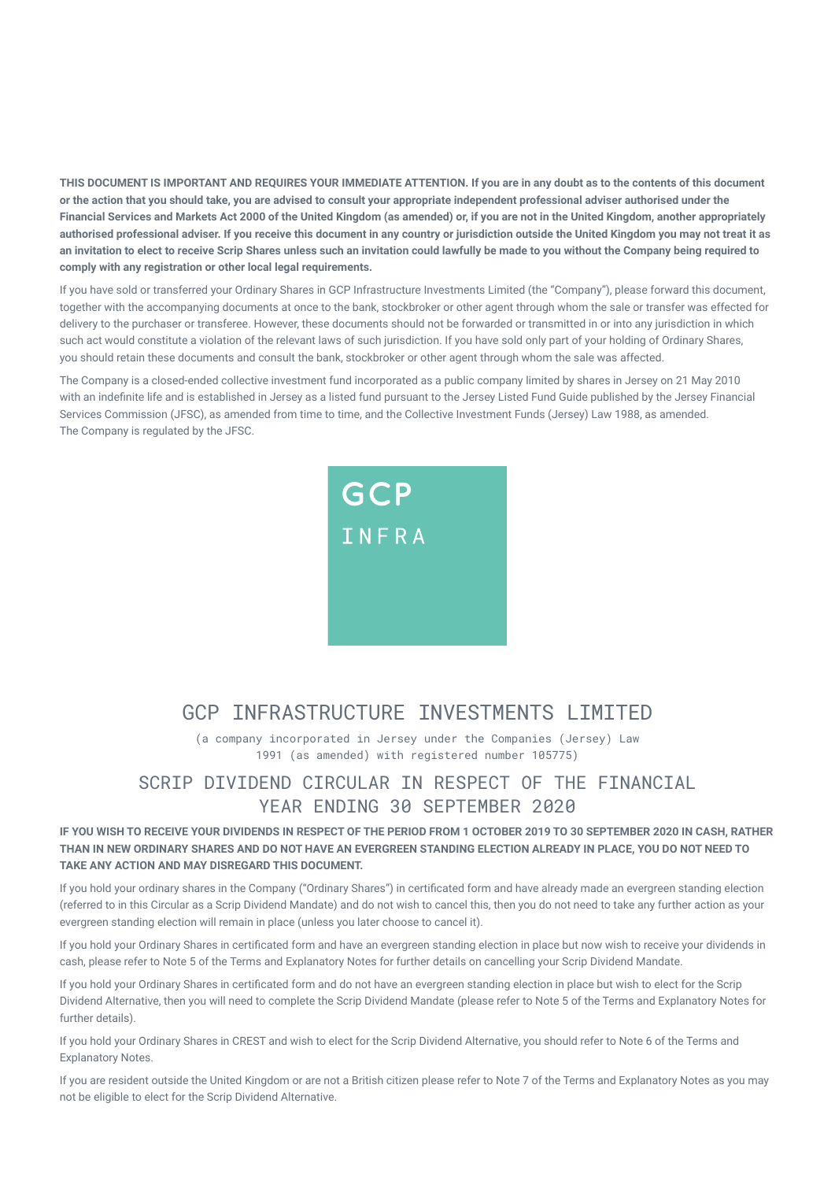**THIS DOCUMENT IS IMPORTANT AND REQUIRES YOUR IMMEDIATE ATTENTION. If you are in any doubt as to the contents of this document or the action that you should take, you are advised to consult your appropriate independent professional adviser authorised under the Financial Services and Markets Act 2000 of the United Kingdom (as amended) or, if you are not in the United Kingdom, another appropriately authorised professional adviser. If you receive this document in any country or jurisdiction outside the United Kingdom you may not treat it as an invitation to elect to receive Scrip Shares unless such an invitation could lawfully be made to you without the Company being required to comply with any registration or other local legal requirements.**

If you have sold or transferred your Ordinary Shares in GCP Infrastructure Investments Limited (the "Company"), please forward this document, together with the accompanying documents at once to the bank, stockbroker or other agent through whom the sale or transfer was effected for delivery to the purchaser or transferee. However, these documents should not be forwarded or transmitted in or into any jurisdiction in which such act would constitute a violation of the relevant laws of such jurisdiction. If you have sold only part of your holding of Ordinary Shares, you should retain these documents and consult the bank, stockbroker or other agent through whom the sale was affected.

The Company is a closed-ended collective investment fund incorporated as a public company limited by shares in Jersey on 21 May 2010 with an indefinite life and is established in Jersey as a listed fund pursuant to the Jersey Listed Fund Guide published by the Jersey Financial Services Commission (JFSC), as amended from time to time, and the Collective Investment Funds (Jersey) Law 1988, as amended. The Company is regulated by the JFSC.

GCP
INFRA

# GCP INFRASTRUCTURE INVESTMENTS LIMITED

(a company incorporated in Jersey under the Companies (Jersey) Law 1991 (as amended) with registered number 105775)

## SCRIP DIVIDEND CIRCULAR IN RESPECT OF THE FINANCIAL YEAR ENDING 30 SEPTEMBER 2020

**IF YOU WISH TO RECEIVE YOUR DIVIDENDS IN RESPECT OF THE PERIOD FROM 1 OCTOBER 2019 TO 30 SEPTEMBER 2020 IN CASH, RATHER THAN IN NEW ORDINARY SHARES AND DO NOT HAVE AN EVERGREEN STANDING ELECTION ALREADY IN PLACE, YOU DO NOT NEED TO TAKE ANY ACTION AND MAY DISREGARD THIS DOCUMENT.**

If you hold your ordinary shares in the Company ("Ordinary Shares") in certificated form and have already made an evergreen standing election (referred to in this Circular as a Scrip Dividend Mandate) and do not wish to cancel this, then you do not need to take any further action as your evergreen standing election will remain in place (unless you later choose to cancel it).

If you hold your Ordinary Shares in certificated form and have an evergreen standing election in place but now wish to receive your dividends in cash, please refer to Note 5 of the Terms and Explanatory Notes for further details on cancelling your Scrip Dividend Mandate.

If you hold your Ordinary Shares in certificated form and do not have an evergreen standing election in place but wish to elect for the Scrip Dividend Alternative, then you will need to complete the Scrip Dividend Mandate (please refer to Note 5 of the Terms and Explanatory Notes for further details).

If you hold your Ordinary Shares in CREST and wish to elect for the Scrip Dividend Alternative, you should refer to Note 6 of the Terms and Explanatory Notes.

If you are resident outside the United Kingdom or are not a British citizen please refer to Note 7 of the Terms and Explanatory Notes as you may not be eligible to elect for the Scrip Dividend Alternative.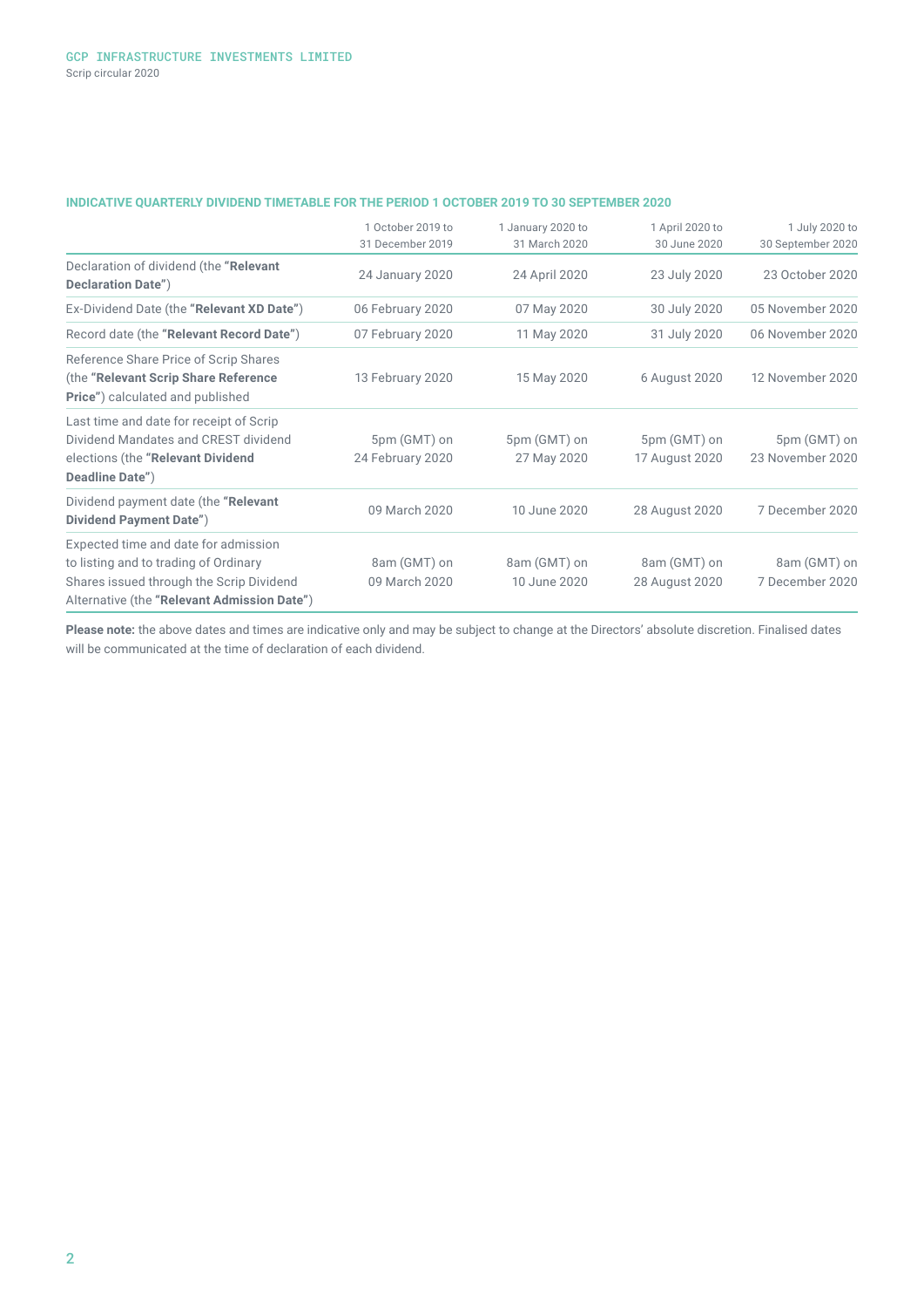## INDICATIVE QUARTERLY DIVIDEND TIMETABLE FOR THE PERIOD 1 OCTOBER 2019 TO 30 SEPTEMBER 2020

| | 1 October 2019 to 31 December 2019 | 1 January 2020 to 31 March 2020 | 1 April 2020 to 30 June 2020 | 1 July 2020 to 30 September 2020 |
|---|---|---|---|---|
| Declaration of dividend (the **"Relevant Declaration Date"**) | 24 January 2020 | 24 April 2020 | 23 July 2020 | 23 October 2020 |
| Ex-Dividend Date (the **"Relevant XD Date"**) | 06 February 2020 | 07 May 2020 | 30 July 2020 | 05 November 2020 |
| Record date (the **"Relevant Record Date"**) | 07 February 2020 | 11 May 2020 | 31 July 2020 | 06 November 2020 |
| Reference Share Price of Scrip Shares (the **"Relevant Scrip Share Reference Price"**) calculated and published | 13 February 2020 | 15 May 2020 | 6 August 2020 | 12 November 2020 |
| Last time and date for receipt of Scrip Dividend Mandates and CREST dividend elections (the **"Relevant Dividend Deadline Date"**) | 5pm (GMT) on 24 February 2020 | 5pm (GMT) on 27 May 2020 | 5pm (GMT) on 17 August 2020 | 5pm (GMT) on 23 November 2020 |
| Dividend payment date (the **"Relevant Dividend Payment Date"**) | 09 March 2020 | 10 June 2020 | 28 August 2020 | 7 December 2020 |
| Expected time and date for admission to listing and to trading of Ordinary Shares issued through the Scrip Dividend Alternative (the **"Relevant Admission Date"**) | 8am (GMT) on 09 March 2020 | 8am (GMT) on 10 June 2020 | 8am (GMT) on 28 August 2020 | 8am (GMT) on 7 December 2020 |

**Please note:** the above dates and times are indicative only and may be subject to change at the Directors' absolute discretion. Finalised dates will be communicated at the time of declaration of each dividend.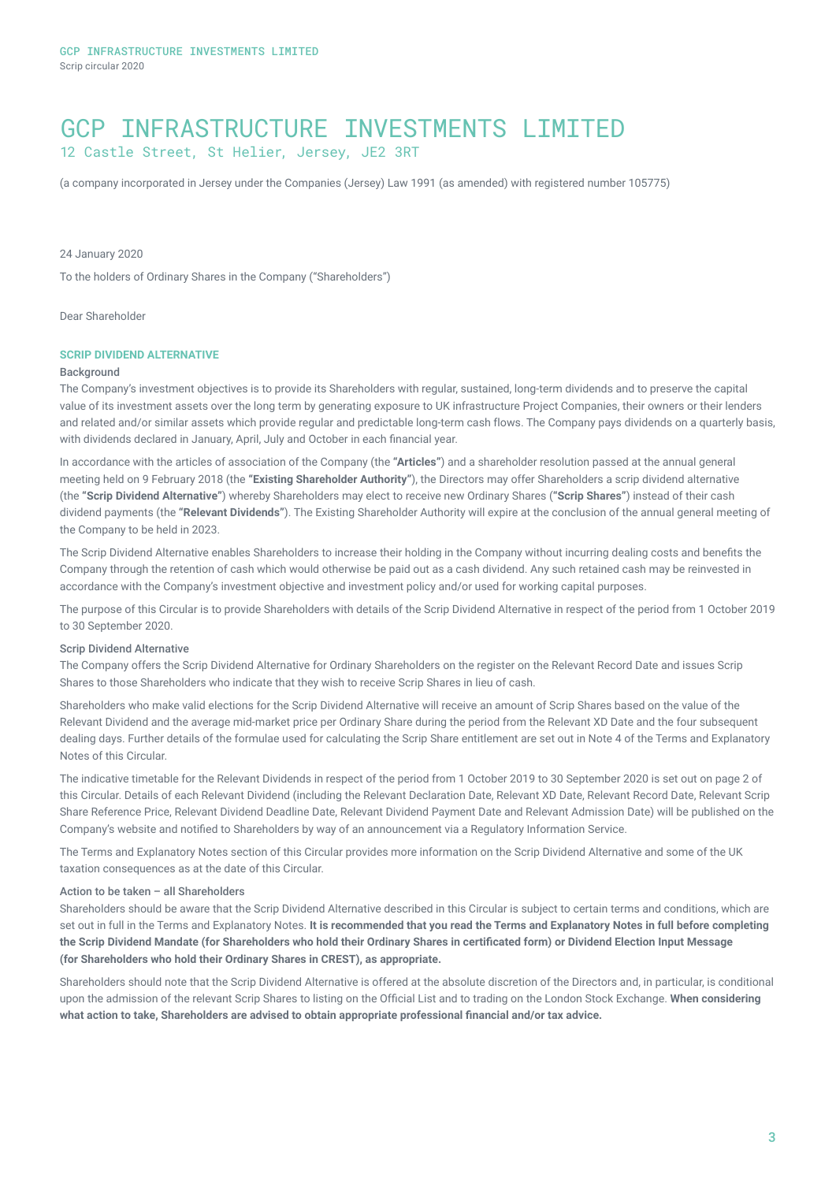# GCP INFRASTRUCTURE INVESTMENTS LIMITED

12 Castle Street, St Helier, Jersey, JE2 3RT

(a company incorporated in Jersey under the Companies (Jersey) Law 1991 (as amended) with registered number 105775)

24 January 2020

To the holders of Ordinary Shares in the Company ("Shareholders")

Dear Shareholder

## SCRIP DIVIDEND ALTERNATIVE

### Background

The Company's investment objectives is to provide its Shareholders with regular, sustained, long-term dividends and to preserve the capital value of its investment assets over the long term by generating exposure to UK infrastructure Project Companies, their owners or their lenders and related and/or similar assets which provide regular and predictable long-term cash flows. The Company pays dividends on a quarterly basis, with dividends declared in January, April, July and October in each financial year.

In accordance with the articles of association of the Company (the **"Articles"**) and a shareholder resolution passed at the annual general meeting held on 9 February 2018 (the **"Existing Shareholder Authority"**), the Directors may offer Shareholders a scrip dividend alternative (the **"Scrip Dividend Alternative"**) whereby Shareholders may elect to receive new Ordinary Shares (**"Scrip Shares"**) instead of their cash dividend payments (the **"Relevant Dividends"**). The Existing Shareholder Authority will expire at the conclusion of the annual general meeting of the Company to be held in 2023.

The Scrip Dividend Alternative enables Shareholders to increase their holding in the Company without incurring dealing costs and benefits the Company through the retention of cash which would otherwise be paid out as a cash dividend. Any such retained cash may be reinvested in accordance with the Company's investment objective and investment policy and/or used for working capital purposes.

The purpose of this Circular is to provide Shareholders with details of the Scrip Dividend Alternative in respect of the period from 1 October 2019 to 30 September 2020.

### Scrip Dividend Alternative

The Company offers the Scrip Dividend Alternative for Ordinary Shareholders on the register on the Relevant Record Date and issues Scrip Shares to those Shareholders who indicate that they wish to receive Scrip Shares in lieu of cash.

Shareholders who make valid elections for the Scrip Dividend Alternative will receive an amount of Scrip Shares based on the value of the Relevant Dividend and the average mid-market price per Ordinary Share during the period from the Relevant XD Date and the four subsequent dealing days. Further details of the formulae used for calculating the Scrip Share entitlement are set out in Note 4 of the Terms and Explanatory Notes of this Circular.

The indicative timetable for the Relevant Dividends in respect of the period from 1 October 2019 to 30 September 2020 is set out on page 2 of this Circular. Details of each Relevant Dividend (including the Relevant Declaration Date, Relevant XD Date, Relevant Record Date, Relevant Scrip Share Reference Price, Relevant Dividend Deadline Date, Relevant Dividend Payment Date and Relevant Admission Date) will be published on the Company's website and notified to Shareholders by way of an announcement via a Regulatory Information Service.

The Terms and Explanatory Notes section of this Circular provides more information on the Scrip Dividend Alternative and some of the UK taxation consequences as at the date of this Circular.

### Action to be taken – all Shareholders

Shareholders should be aware that the Scrip Dividend Alternative described in this Circular is subject to certain terms and conditions, which are set out in full in the Terms and Explanatory Notes. **It is recommended that you read the Terms and Explanatory Notes in full before completing the Scrip Dividend Mandate (for Shareholders who hold their Ordinary Shares in certificated form) or Dividend Election Input Message (for Shareholders who hold their Ordinary Shares in CREST), as appropriate.**

Shareholders should note that the Scrip Dividend Alternative is offered at the absolute discretion of the Directors and, in particular, is conditional upon the admission of the relevant Scrip Shares to listing on the Official List and to trading on the London Stock Exchange. **When considering what action to take, Shareholders are advised to obtain appropriate professional financial and/or tax advice.**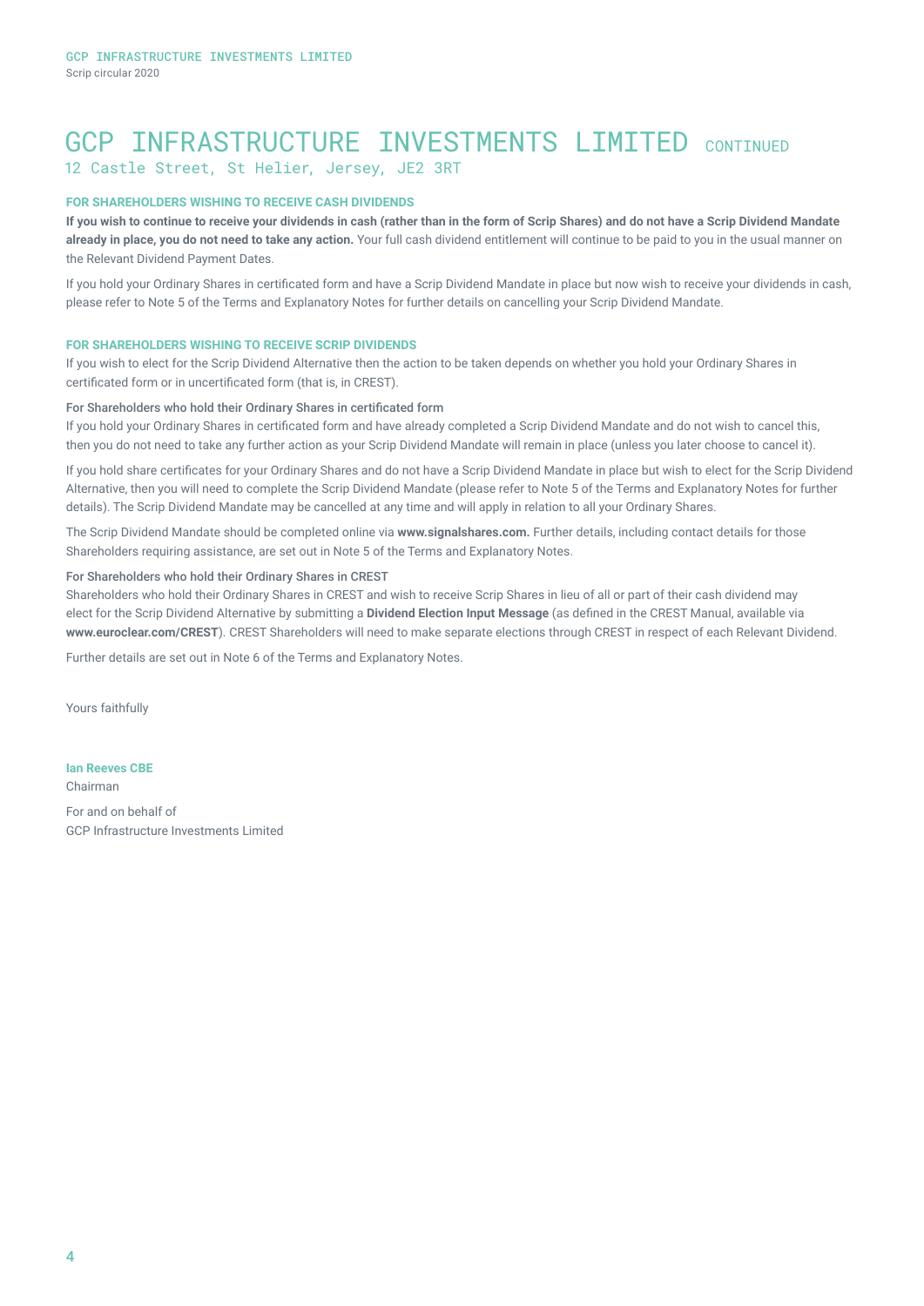# GCP INFRASTRUCTURE INVESTMENTS LIMITED CONTINUED

12 Castle Street, St Helier, Jersey, JE2 3RT

### FOR SHAREHOLDERS WISHING TO RECEIVE CASH DIVIDENDS

**If you wish to continue to receive your dividends in cash (rather than in the form of Scrip Shares) and do not have a Scrip Dividend Mandate already in place, you do not need to take any action.** Your full cash dividend entitlement will continue to be paid to you in the usual manner on the Relevant Dividend Payment Dates.

If you hold your Ordinary Shares in certificated form and have a Scrip Dividend Mandate in place but now wish to receive your dividends in cash, please refer to Note 5 of the Terms and Explanatory Notes for further details on cancelling your Scrip Dividend Mandate.

### FOR SHAREHOLDERS WISHING TO RECEIVE SCRIP DIVIDENDS

If you wish to elect for the Scrip Dividend Alternative then the action to be taken depends on whether you hold your Ordinary Shares in certificated form or in uncertificated form (that is, in CREST).

#### For Shareholders who hold their Ordinary Shares in certificated form

If you hold your Ordinary Shares in certificated form and have already completed a Scrip Dividend Mandate and do not wish to cancel this, then you do not need to take any further action as your Scrip Dividend Mandate will remain in place (unless you later choose to cancel it).

If you hold share certificates for your Ordinary Shares and do not have a Scrip Dividend Mandate in place but wish to elect for the Scrip Dividend Alternative, then you will need to complete the Scrip Dividend Mandate (please refer to Note 5 of the Terms and Explanatory Notes for further details). The Scrip Dividend Mandate may be cancelled at any time and will apply in relation to all your Ordinary Shares.

The Scrip Dividend Mandate should be completed online via **www.signalshares.com.** Further details, including contact details for those Shareholders requiring assistance, are set out in Note 5 of the Terms and Explanatory Notes.

#### For Shareholders who hold their Ordinary Shares in CREST

Shareholders who hold their Ordinary Shares in CREST and wish to receive Scrip Shares in lieu of all or part of their cash dividend may elect for the Scrip Dividend Alternative by submitting a **Dividend Election Input Message** (as defined in the CREST Manual, available via **www.euroclear.com/CREST**). CREST Shareholders will need to make separate elections through CREST in respect of each Relevant Dividend.

Further details are set out in Note 6 of the Terms and Explanatory Notes.

Yours faithfully

**Ian Reeves CBE**
Chairman

For and on behalf of
GCP Infrastructure Investments Limited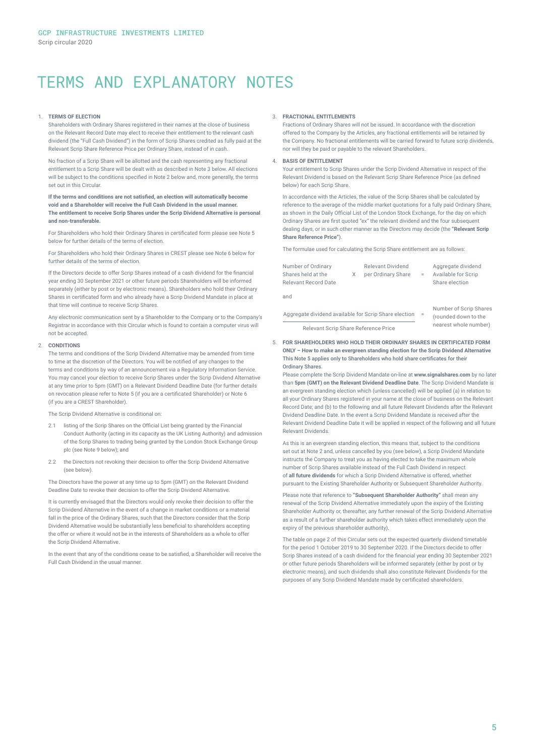# TERMS AND EXPLANATORY NOTES

1. **TERMS OF ELECTION**

Shareholders with Ordinary Shares registered in their names at the close of business on the Relevant Record Date may elect to receive their entitlement to the relevant cash dividend (the "Full Cash Dividend") in the form of Scrip Shares credited as fully paid at the Relevant Scrip Share Reference Price per Ordinary Share, instead of in cash.

No fraction of a Scrip Share will be allotted and the cash representing any fractional entitlement to a Scrip Share will be dealt with as described in Note 3 below. All elections will be subject to the conditions specified in Note 2 below and, more generally, the terms set out in this Circular.

**If the terms and conditions are not satisfied, an election will automatically become void and a Shareholder will receive the Full Cash Dividend in the usual manner. The entitlement to receive Scrip Shares under the Scrip Dividend Alternative is personal and non-transferable.**

For Shareholders who hold their Ordinary Shares in certificated form please see Note 5 below for further details of the terms of election.

For Shareholders who hold their Ordinary Shares in CREST please see Note 6 below for further details of the terms of election.

If the Directors decide to offer Scrip Shares instead of a cash dividend for the financial year ending 30 September 2021 or other future periods Shareholders will be informed separately (either by post or by electronic means). Shareholders who hold their Ordinary Shares in certificated form and who already have a Scrip Dividend Mandate in place at that time will continue to receive Scrip Shares.

Any electronic communication sent by a Shareholder to the Company or to the Company's Registrar in accordance with this Circular which is found to contain a computer virus will not be accepted.

2. **CONDITIONS**

The terms and conditions of the Scrip Dividend Alternative may be amended from time to time at the discretion of the Directors. You will be notified of any changes to the terms and conditions by way of an announcement via a Regulatory Information Service. You may cancel your election to receive Scrip Shares under the Scrip Dividend Alternative at any time prior to 5pm (GMT) on a Relevant Dividend Deadline Date (for further details on revocation please refer to Note 5 (if you are a certificated Shareholder) or Note 6 (if you are a CREST Shareholder).

The Scrip Dividend Alternative is conditional on:

2.1 listing of the Scrip Shares on the Official List being granted by the Financial Conduct Authority (acting in its capacity as the UK Listing Authority) and admission of the Scrip Shares to trading being granted by the London Stock Exchange Group plc (see Note 9 below); and

2.2 the Directors not revoking their decision to offer the Scrip Dividend Alternative (see below).

The Directors have the power at any time up to 5pm (GMT) on the Relevant Dividend Deadline Date to revoke their decision to offer the Scrip Dividend Alternative.

It is currently envisaged that the Directors would only revoke their decision to offer the Scrip Dividend Alternative in the event of a change in market conditions or a material fall in the price of the Ordinary Shares, such that the Directors consider that the Scrip Dividend Alternative would be substantially less beneficial to shareholders accepting the offer or where it would not be in the interests of Shareholders as a whole to offer the Scrip Dividend Alternative.

In the event that any of the conditions cease to be satisfied, a Shareholder will receive the Full Cash Dividend in the usual manner.

3. **FRACTIONAL ENTITLEMENTS**

Fractions of Ordinary Shares will not be issued. In accordance with the discretion offered to the Company by the Articles, any fractional entitlements will be retained by the Company. No fractional entitlements will be carried forward to future scrip dividends, nor will they be paid or payable to the relevant Shareholders.

4. **BASIS OF ENTITLEMENT**

Your entitlement to Scrip Shares under the Scrip Dividend Alternative in respect of the Relevant Dividend is based on the Relevant Scrip Share Reference Price (as defined below) for each Scrip Share.

In accordance with the Articles, the value of the Scrip Shares shall be calculated by reference to the average of the middle market quotations for a fully paid Ordinary Share, as shown in the Daily Official List of the London Stock Exchange, for the day on which Ordinary Shares are first quoted "ex" the relevant dividend and the four subsequent dealing days, or in such other manner as the Directors may decide (the **"Relevant Scrip Share Reference Price"**).

The formulae used for calculating the Scrip Share entitlement are as follows:

$$\text{Number of Ordinary Shares held at the Relevant Record Date} \times \text{Relevant Dividend per Ordinary Share} = \text{Aggregate dividend Available for Scrip Share election}$$

and

$$\frac{\text{Aggregate dividend available for Scrip Share election}}{\text{Relevant Scrip Share Reference Price}} = \text{Number of Scrip Shares (rounded down to the nearest whole number)}$$

5. **FOR SHAREHOLDERS WHO HOLD THEIR ORDINARY SHARES IN CERTIFICATED FORM ONLY – How to make an evergreen standing election for the Scrip Dividend Alternative This Note 5 applies only to Shareholders who hold share certificates for their Ordinary Shares.**

Please complete the Scrip Dividend Mandate on-line at **www.signalshares.com** by no later than **5pm (GMT) on the Relevant Dividend Deadline Date**. The Scrip Dividend Mandate is an evergreen standing election which (unless cancelled) will be applied (a) in relation to all your Ordinary Shares registered in your name at the close of business on the Relevant Record Date; and (b) to the following and all future Relevant Dividends after the Relevant Dividend Deadline Date. In the event a Scrip Dividend Mandate is received after the Relevant Dividend Deadline Date it will be applied in respect of the following and all future Relevant Dividends.

As this is an evergreen standing election, this means that, subject to the conditions set out at Note 2 and, unless cancelled by you (see below), a Scrip Dividend Mandate instructs the Company to treat you as having elected to take the maximum whole number of Scrip Shares available instead of the Full Cash Dividend in respect of **all future dividends** for which a Scrip Dividend Alternative is offered, whether pursuant to the Existing Shareholder Authority or Subsequent Shareholder Authority.

Please note that reference to **"Subsequent Shareholder Authority"** shall mean any renewal of the Scrip Dividend Alternative immediately upon the expiry of the Existing Shareholder Authority or, thereafter, any further renewal of the Scrip Dividend Alternative as a result of a further shareholder authority which takes effect immediately upon the expiry of the previous shareholder authority).

The table on page 2 of this Circular sets out the expected quarterly dividend timetable for the period 1 October 2019 to 30 September 2020. If the Directors decide to offer Scrip Shares instead of a cash dividend for the financial year ending 30 September 2021 or other future periods Shareholders will be informed separately (either by post or by electronic means), and such dividends shall also constitute Relevant Dividends for the purposes of any Scrip Dividend Mandate made by certificated shareholders.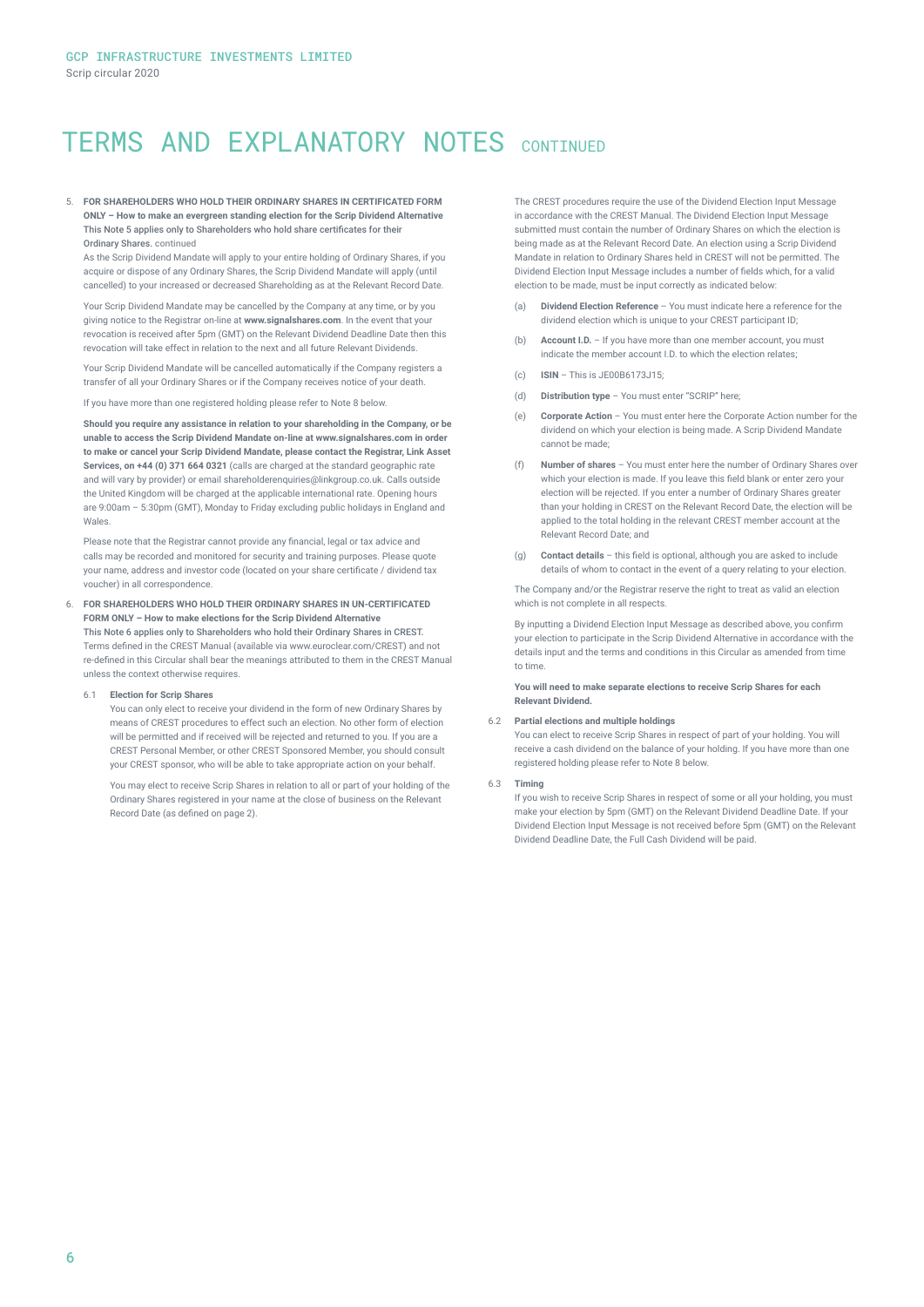# TERMS AND EXPLANATORY NOTES CONTINUED

5. **FOR SHAREHOLDERS WHO HOLD THEIR ORDINARY SHARES IN CERTIFICATED FORM ONLY – How to make an evergreen standing election for the Scrip Dividend Alternative This Note 5 applies only to Shareholders who hold share certificates for their Ordinary Shares.** continued

As the Scrip Dividend Mandate will apply to your entire holding of Ordinary Shares, if you acquire or dispose of any Ordinary Shares, the Scrip Dividend Mandate will apply (until cancelled) to your increased or decreased Shareholding as at the Relevant Record Date.

Your Scrip Dividend Mandate may be cancelled by the Company at any time, or by you giving notice to the Registrar on-line at **www.signalshares.com**. In the event that your revocation is received after 5pm (GMT) on the Relevant Dividend Deadline Date then this revocation will take effect in relation to the next and all future Relevant Dividends.

Your Scrip Dividend Mandate will be cancelled automatically if the Company registers a transfer of all your Ordinary Shares or if the Company receives notice of your death.

If you have more than one registered holding please refer to Note 8 below.

**Should you require any assistance in relation to your shareholding in the Company, or be unable to access the Scrip Dividend Mandate on-line at www.signalshares.com in order to make or cancel your Scrip Dividend Mandate, please contact the Registrar, Link Asset Services, on +44 (0) 371 664 0321** (calls are charged at the standard geographic rate and will vary by provider) or email shareholderenquiries@linkgroup.co.uk. Calls outside the United Kingdom will be charged at the applicable international rate. Opening hours are 9:00am – 5:30pm (GMT), Monday to Friday excluding public holidays in England and Wales.

Please note that the Registrar cannot provide any financial, legal or tax advice and calls may be recorded and monitored for security and training purposes. Please quote your name, address and investor code (located on your share certificate / dividend tax voucher) in all correspondence.

6. **FOR SHAREHOLDERS WHO HOLD THEIR ORDINARY SHARES IN UN-CERTIFICATED FORM ONLY – How to make elections for the Scrip Dividend Alternative This Note 6 applies only to Shareholders who hold their Ordinary Shares in CREST.** Terms defined in the CREST Manual (available via www.euroclear.com/CREST) and not re-defined in this Circular shall bear the meanings attributed to them in the CREST Manual unless the context otherwise requires.

6.1 **Election for Scrip Shares**

You can only elect to receive your dividend in the form of new Ordinary Shares by means of CREST procedures to effect such an election. No other form of election will be permitted and if received will be rejected and returned to you. If you are a CREST Personal Member, or other CREST Sponsored Member, you should consult your CREST sponsor, who will be able to take appropriate action on your behalf.

You may elect to receive Scrip Shares in relation to all or part of your holding of the Ordinary Shares registered in your name at the close of business on the Relevant Record Date (as defined on page 2).

The CREST procedures require the use of the Dividend Election Input Message in accordance with the CREST Manual. The Dividend Election Input Message submitted must contain the number of Ordinary Shares on which the election is being made as at the Relevant Record Date. An election using a Scrip Dividend Mandate in relation to Ordinary Shares held in CREST will not be permitted. The Dividend Election Input Message includes a number of fields which, for a valid election to be made, must be input correctly as indicated below:

(a) **Dividend Election Reference** – You must indicate here a reference for the dividend election which is unique to your CREST participant ID;

(b) **Account I.D.** – If you have more than one member account, you must indicate the member account I.D. to which the election relates;

(c) **ISIN** – This is JE00B6173J15;

(d) **Distribution type** – You must enter "SCRIP" here;

(e) **Corporate Action** – You must enter here the Corporate Action number for the dividend on which your election is being made. A Scrip Dividend Mandate cannot be made;

(f) **Number of shares** – You must enter here the number of Ordinary Shares over which your election is made. If you leave this field blank or enter zero your election will be rejected. If you enter a number of Ordinary Shares greater than your holding in CREST on the Relevant Record Date, the election will be applied to the total holding in the relevant CREST member account at the Relevant Record Date; and

(g) **Contact details** – this field is optional, although you are asked to include details of whom to contact in the event of a query relating to your election.

The Company and/or the Registrar reserve the right to treat as valid an election which is not complete in all respects.

By inputting a Dividend Election Input Message as described above, you confirm your election to participate in the Scrip Dividend Alternative in accordance with the details input and the terms and conditions in this Circular as amended from time to time.

**You will need to make separate elections to receive Scrip Shares for each Relevant Dividend.**

6.2 **Partial elections and multiple holdings**

You can elect to receive Scrip Shares in respect of part of your holding. You will receive a cash dividend on the balance of your holding. If you have more than one registered holding please refer to Note 8 below.

6.3 **Timing**

If you wish to receive Scrip Shares in respect of some or all your holding, you must make your election by 5pm (GMT) on the Relevant Dividend Deadline Date. If your Dividend Election Input Message is not received before 5pm (GMT) on the Relevant Dividend Deadline Date, the Full Cash Dividend will be paid.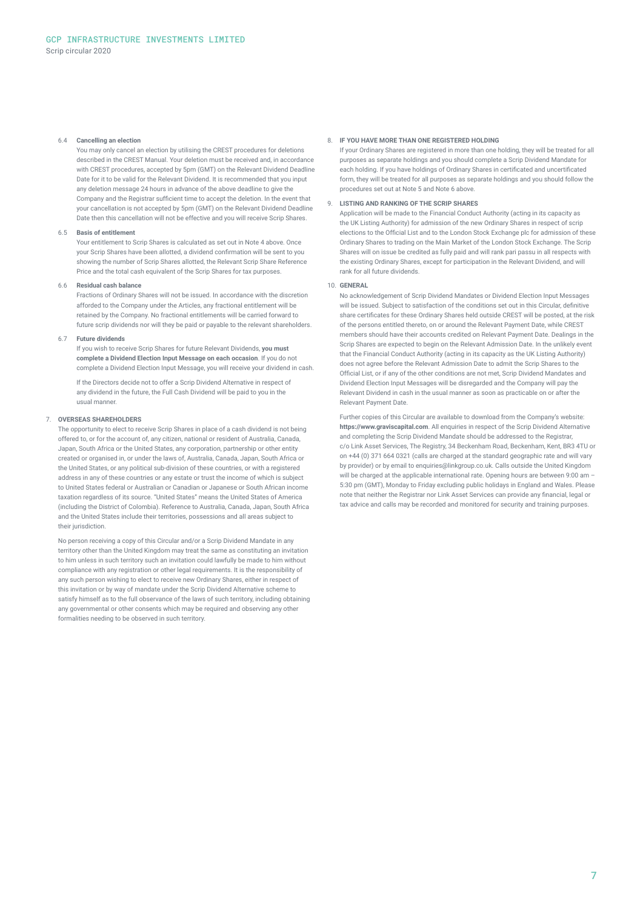#### 6.4 Cancelling an election

You may only cancel an election by utilising the CREST procedures for deletions described in the CREST Manual. Your deletion must be received and, in accordance with CREST procedures, accepted by 5pm (GMT) on the Relevant Dividend Deadline Date for it to be valid for the Relevant Dividend. It is recommended that you input any deletion message 24 hours in advance of the above deadline to give the Company and the Registrar sufficient time to accept the deletion. In the event that your cancellation is not accepted by 5pm (GMT) on the Relevant Dividend Deadline Date then this cancellation will not be effective and you will receive Scrip Shares.

#### 6.5 Basis of entitlement

Your entitlement to Scrip Shares is calculated as set out in Note 4 above. Once your Scrip Shares have been allotted, a dividend confirmation will be sent to you showing the number of Scrip Shares allotted, the Relevant Scrip Share Reference Price and the total cash equivalent of the Scrip Shares for tax purposes.

#### 6.6 Residual cash balance

Fractions of Ordinary Shares will not be issued. In accordance with the discretion afforded to the Company under the Articles, any fractional entitlement will be retained by the Company. No fractional entitlements will be carried forward to future scrip dividends nor will they be paid or payable to the relevant shareholders.

#### 6.7 Future dividends

If you wish to receive Scrip Shares for future Relevant Dividends, **you must complete a Dividend Election Input Message on each occasion**. If you do not complete a Dividend Election Input Message, you will receive your dividend in cash.

If the Directors decide not to offer a Scrip Dividend Alternative in respect of any dividend in the future, the Full Cash Dividend will be paid to you in the usual manner.

### 7. OVERSEAS SHAREHOLDERS

The opportunity to elect to receive Scrip Shares in place of a cash dividend is not being offered to, or for the account of, any citizen, national or resident of Australia, Canada, Japan, South Africa or the United States, any corporation, partnership or other entity created or organised in, or under the laws of, Australia, Canada, Japan, South Africa or the United States, or any political sub-division of these countries, or with a registered address in any of these countries or any estate or trust the income of which is subject to United States federal or Australian or Canadian or Japanese or South African income taxation regardless of its source. "United States" means the United States of America (including the District of Colombia). Reference to Australia, Canada, Japan, South Africa and the United States include their territories, possessions and all areas subject to their jurisdiction.

No person receiving a copy of this Circular and/or a Scrip Dividend Mandate in any territory other than the United Kingdom may treat the same as constituting an invitation to him unless in such territory such an invitation could lawfully be made to him without compliance with any registration or other legal requirements. It is the responsibility of any such person wishing to elect to receive new Ordinary Shares, either in respect of this invitation or by way of mandate under the Scrip Dividend Alternative scheme to satisfy himself as to the full observance of the laws of such territory, including obtaining any governmental or other consents which may be required and observing any other formalities needing to be observed in such territory.

### 8. IF YOU HAVE MORE THAN ONE REGISTERED HOLDING

If your Ordinary Shares are registered in more than one holding, they will be treated for all purposes as separate holdings and you should complete a Scrip Dividend Mandate for each holding. If you have holdings of Ordinary Shares in certificated and uncertificated form, they will be treated for all purposes as separate holdings and you should follow the procedures set out at Note 5 and Note 6 above.

### 9. LISTING AND RANKING OF THE SCRIP SHARES

Application will be made to the Financial Conduct Authority (acting in its capacity as the UK Listing Authority) for admission of the new Ordinary Shares in respect of scrip elections to the Official List and to the London Stock Exchange plc for admission of these Ordinary Shares to trading on the Main Market of the London Stock Exchange. The Scrip Shares will on issue be credited as fully paid and will rank pari passu in all respects with the existing Ordinary Shares, except for participation in the Relevant Dividend, and will rank for all future dividends.

### 10. GENERAL

No acknowledgement of Scrip Dividend Mandates or Dividend Election Input Messages will be issued. Subject to satisfaction of the conditions set out in this Circular, definitive share certificates for these Ordinary Shares held outside CREST will be posted, at the risk of the persons entitled thereto, on or around the Relevant Payment Date, while CREST members should have their accounts credited on Relevant Payment Date. Dealings in the Scrip Shares are expected to begin on the Relevant Admission Date. In the unlikely event that the Financial Conduct Authority (acting in its capacity as the UK Listing Authority) does not agree before the Relevant Admission Date to admit the Scrip Shares to the Official List, or if any of the other conditions are not met, Scrip Dividend Mandates and Dividend Election Input Messages will be disregarded and the Company will pay the Relevant Dividend in cash in the usual manner as soon as practicable on or after the Relevant Payment Date.

Further copies of this Circular are available to download from the Company's website: **https://www.graviscapital.com**. All enquiries in respect of the Scrip Dividend Alternative and completing the Scrip Dividend Mandate should be addressed to the Registrar, c/o Link Asset Services, The Registry, 34 Beckenham Road, Beckenham, Kent, BR3 4TU or on +44 (0) 371 664 0321 (calls are charged at the standard geographic rate and will vary by provider) or by email to enquiries@linkgroup.co.uk. Calls outside the United Kingdom will be charged at the applicable international rate. Opening hours are between 9:00 am – 5:30 pm (GMT), Monday to Friday excluding public holidays in England and Wales. Please note that neither the Registrar nor Link Asset Services can provide any financial, legal or tax advice and calls may be recorded and monitored for security and training purposes.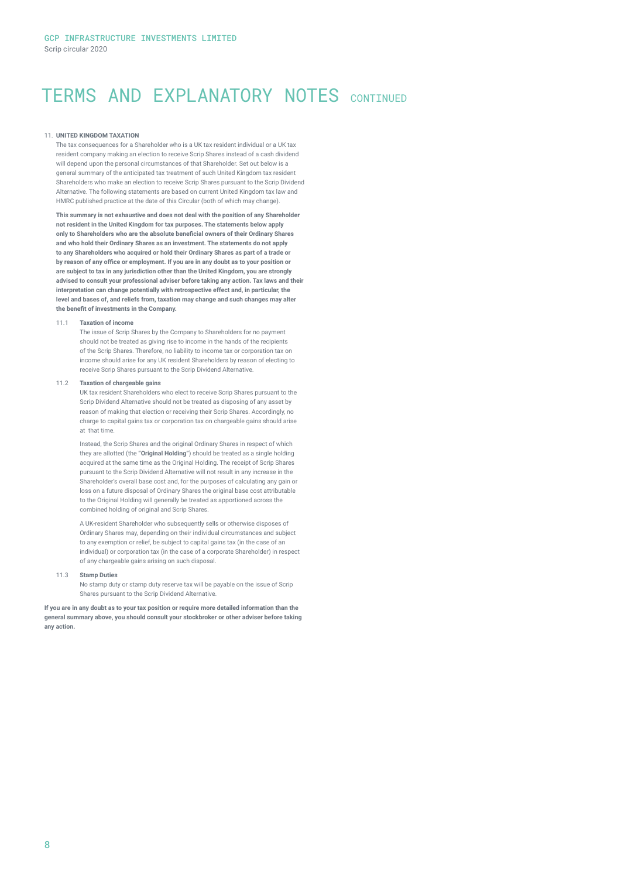# TERMS AND EXPLANATORY NOTES CONTINUED

## 11. UNITED KINGDOM TAXATION

The tax consequences for a Shareholder who is a UK tax resident individual or a UK tax resident company making an election to receive Scrip Shares instead of a cash dividend will depend upon the personal circumstances of that Shareholder. Set out below is a general summary of the anticipated tax treatment of such United Kingdom tax resident Shareholders who make an election to receive Scrip Shares pursuant to the Scrip Dividend Alternative. The following statements are based on current United Kingdom tax law and HMRC published practice at the date of this Circular (both of which may change).

**This summary is not exhaustive and does not deal with the position of any Shareholder not resident in the United Kingdom for tax purposes. The statements below apply only to Shareholders who are the absolute beneficial owners of their Ordinary Shares and who hold their Ordinary Shares as an investment. The statements do not apply to any Shareholders who acquired or hold their Ordinary Shares as part of a trade or by reason of any office or employment. If you are in any doubt as to your position or are subject to tax in any jurisdiction other than the United Kingdom, you are strongly advised to consult your professional adviser before taking any action. Tax laws and their interpretation can change potentially with retrospective effect and, in particular, the level and bases of, and reliefs from, taxation may change and such changes may alter the benefit of investments in the Company.**

### 11.1 Taxation of income

The issue of Scrip Shares by the Company to Shareholders for no payment should not be treated as giving rise to income in the hands of the recipients of the Scrip Shares. Therefore, no liability to income tax or corporation tax on income should arise for any UK resident Shareholders by reason of electing to receive Scrip Shares pursuant to the Scrip Dividend Alternative.

### 11.2 Taxation of chargeable gains

UK tax resident Shareholders who elect to receive Scrip Shares pursuant to the Scrip Dividend Alternative should not be treated as disposing of any asset by reason of making that election or receiving their Scrip Shares. Accordingly, no charge to capital gains tax or corporation tax on chargeable gains should arise at that time.

Instead, the Scrip Shares and the original Ordinary Shares in respect of which they are allotted (the **"Original Holding"**) should be treated as a single holding acquired at the same time as the Original Holding. The receipt of Scrip Shares pursuant to the Scrip Dividend Alternative will not result in any increase in the Shareholder's overall base cost and, for the purposes of calculating any gain or loss on a future disposal of Ordinary Shares the original base cost attributable to the Original Holding will generally be treated as apportioned across the combined holding of original and Scrip Shares.

A UK-resident Shareholder who subsequently sells or otherwise disposes of Ordinary Shares may, depending on their individual circumstances and subject to any exemption or relief, be subject to capital gains tax (in the case of an individual) or corporation tax (in the case of a corporate Shareholder) in respect of any chargeable gains arising on such disposal.

### 11.3 Stamp Duties

No stamp duty or stamp duty reserve tax will be payable on the issue of Scrip Shares pursuant to the Scrip Dividend Alternative.

**If you are in any doubt as to your tax position or require more detailed information than the general summary above, you should consult your stockbroker or other adviser before taking any action.**